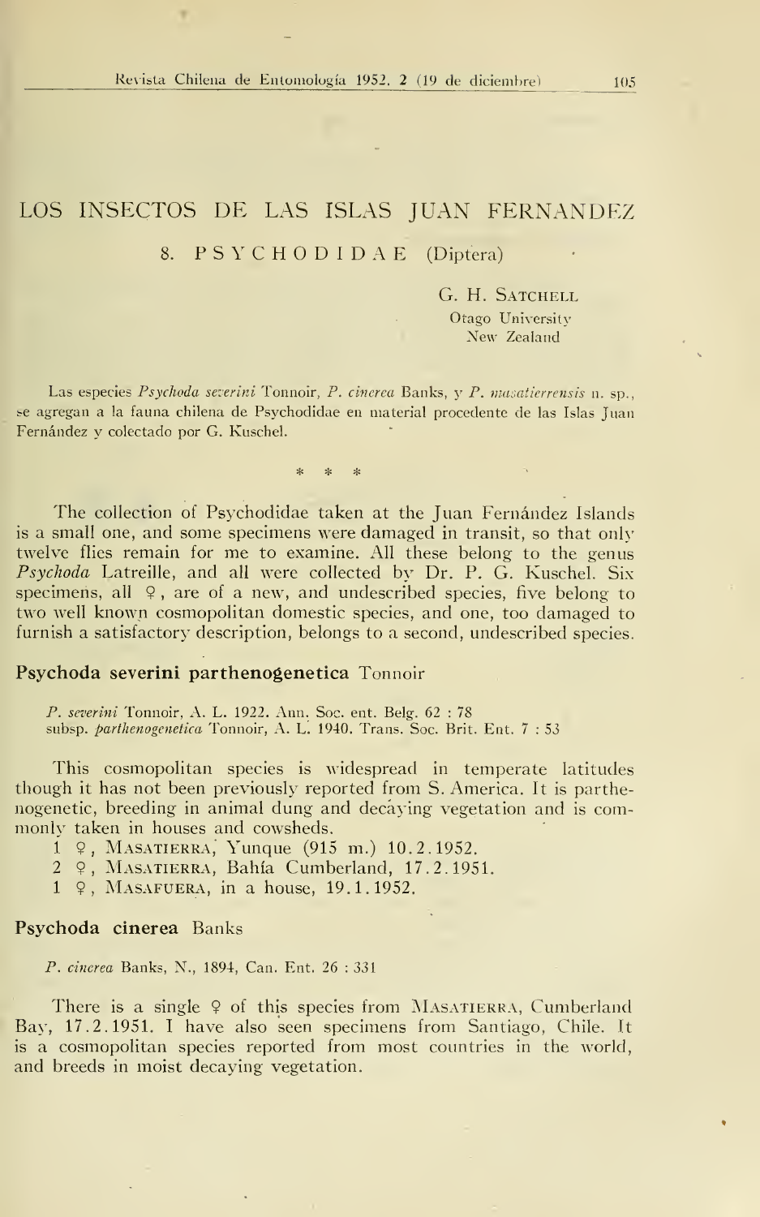# LOS INSECTOS DE LAS ISLAS JUAN FERNANDEZ

## 8. PSYCHODIDAE (Diptera)

G. H. SATCHELL
Otago University
New Zealand

Las especies *Psychoda severini* Tonnoir, *P. cinerea* Banks, y *P. masatierrensis* n. sp., se agregan a la fauna chilena de Psychodidae en material procedente de las Islas Juan Fernández y colectado por G. Kuschel.

\* \* \*

The collection of Psychodidae taken at the Juan Fernández Islands is a small one, and some specimens were damaged in transit, so that only twelve flies remain for me to examine. All these belong to the genus *Psychoda* Latreille, and all were collected by Dr. P. G. Kuschel. Six specimens, all ♀, are of a new, and undescribed species, five belong to two well known cosmopolitan domestic species, and one, too damaged to furnish a satisfactory description, belongs to a second, undescribed species.

### Psychoda severini parthenogenetica Tonnoir

*P. severini* Tonnoir, A. L. 1922. Ann. Soc. ent. Belg. 62 : 78
subsp. *parthenogenetica* Tonnoir, A. L. 1940. Trans. Soc. Brit. Ent. 7 : 53

This cosmopolitan species is widespread in temperate latitudes though it has not been previously reported from S. America. It is parthenogenetic, breeding in animal dung and decaying vegetation and is commonly taken in houses and cowsheds.

1 ♀, MASATIERRA, Yunque (915 m.) 10.2.1952.
2 ♀, MASATIERRA, Bahía Cumberland, 17.2.1951.
1 ♀, MASAFUERA, in a house, 19.1.1952.

### Psychoda cinerea Banks

*P. cinerea* Banks, N., 1894, Can. Ent. 26 : 331

There is a single ♀ of this species from MASATIERRA, Cumberland Bay, 17.2.1951. I have also seen specimens from Santiago, Chile. It is a cosmopolitan species reported from most countries in the world, and breeds in moist decaying vegetation.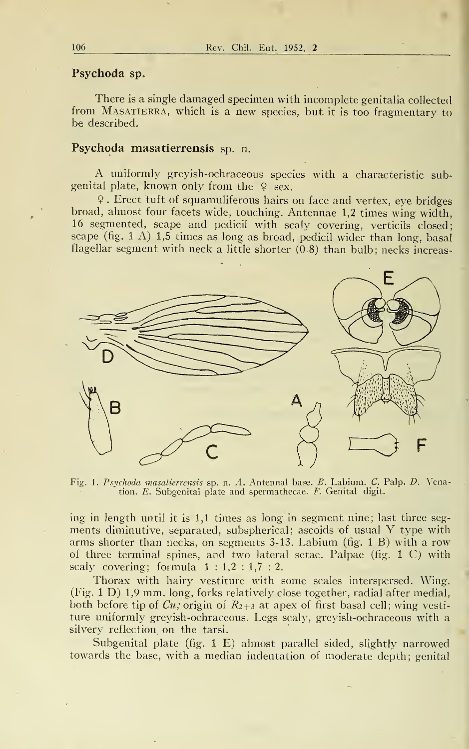### Psychoda sp.

There is a single damaged specimen with incomplete genitalia collected from MASATIERRA, which is a new species, but it is too fragmentary to be described.

### Psychoda masatierrensis sp. n.

A uniformly greyish-ochraceous species with a characteristic subgenital plate, known only from the ♀ sex.

♀. Erect tuft of squamuliferous hairs on face and vertex, eye bridges broad, almost four facets wide, touching. Antennae 1,2 times wing width, 16 segmented, scape and pedicil with scaly covering, verticils closed; scape (fig. 1 A) 1,5 times as long as broad, pedicil wider than long, basal flagellar segment with neck a little shorter (0.8) than bulb; necks increasing in length until it is 1,1 times as long in segment nine; last three segments diminutive, separated, subspherical; ascoids of usual Y type with arms shorter than necks, on segments 3-13. Labium (fig. 1 B) with a row of three terminal spines, and two lateral setae. Palpae (fig. 1 C) with scaly covering; formula 1 : 1,2 : 1,7 : 2.

Fig. 1. *Psychoda masatierrensis* sp. n. *A*. Antennal base. *B*. Labium. *C*. Palp. *D*. Venation. *E*. Subgenital plate and spermathecae. *F*. Genital digit.

Thorax with hairy vestiture with some scales interspersed. Wing. (Fig. 1 D) 1,9 mm. long, forks relatively close together, radial after medial, both before tip of *Cu*; origin of $R_{2+3}$ at apex of first basal cell; wing vestiture uniformly greyish-ochraceous. Legs scaly, greyish-ochraceous with a silvery reflection on the tarsi.

Subgenital plate (fig. 1 E) almost parallel sided, slightly narrowed towards the base, with a median indentation of moderate depth; genital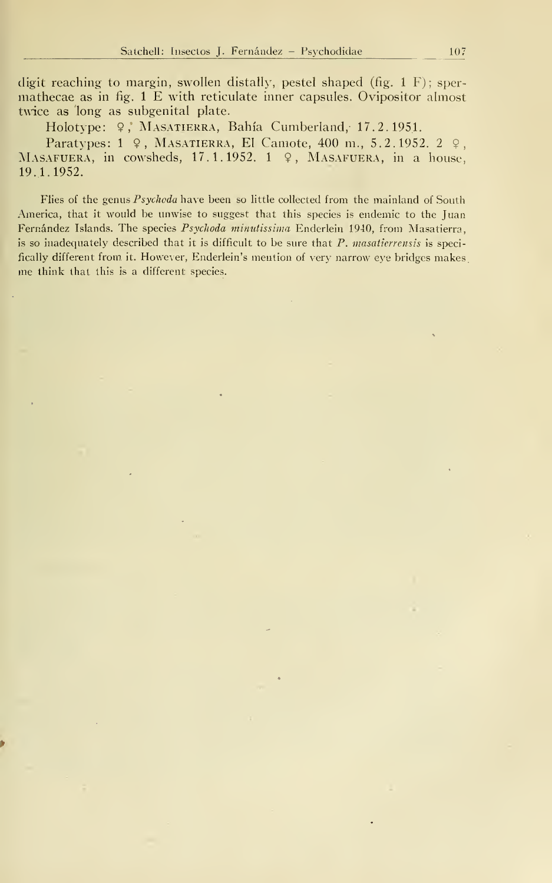digit reaching to margin, swollen distally, pestel shaped (fig. 1 F); spermathecae as in fig. 1 E with reticulate inner capsules. Ovipositor almost twice as long as subgenital plate.

Holotype: ♀, MASATIERRA, Bahía Cumberland, 17.2.1951.

Paratypes: 1 ♀, MASATIERRA, El Camote, 400 m., 5.2.1952. 2 ♀, MASAFUERA, in cowsheds, 17.1.1952. 1 ♀, MASAFUERA, in a house, 19.1.1952.

Flies of the genus *Psychoda* have been so little collected from the mainland of South America, that it would be unwise to suggest that this species is endemic to the Juan Fernández Islands. The species *Psychoda minutissima* Enderlein 1940, from Masatierra, is so inadequately described that it is difficult to be sure that *P. masatierrensis* is specifically different from it. However, Enderlein's mention of very narrow eye bridges makes me think that this is a different species.